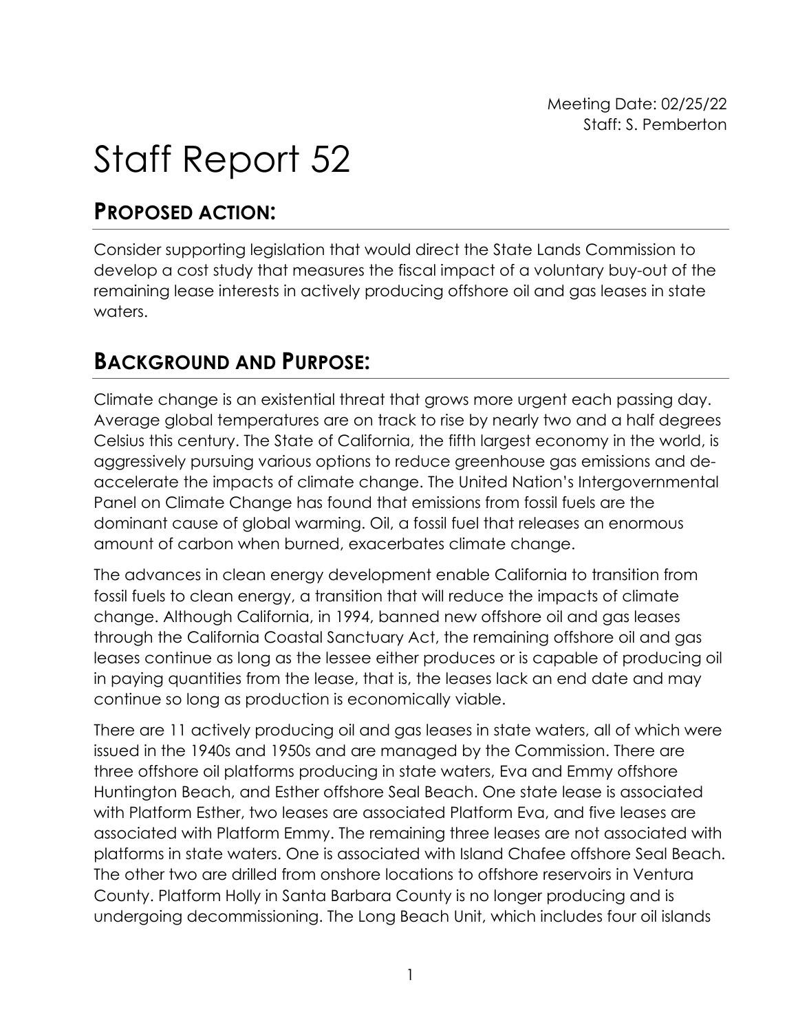Meeting Date: 02/25/22
Staff: S. Pemberton

# Staff Report 52

## PROPOSED ACTION:

Consider supporting legislation that would direct the State Lands Commission to develop a cost study that measures the fiscal impact of a voluntary buy-out of the remaining lease interests in actively producing offshore oil and gas leases in state waters.

## BACKGROUND AND PURPOSE:

Climate change is an existential threat that grows more urgent each passing day. Average global temperatures are on track to rise by nearly two and a half degrees Celsius this century. The State of California, the fifth largest economy in the world, is aggressively pursuing various options to reduce greenhouse gas emissions and de-accelerate the impacts of climate change. The United Nation's Intergovernmental Panel on Climate Change has found that emissions from fossil fuels are the dominant cause of global warming. Oil, a fossil fuel that releases an enormous amount of carbon when burned, exacerbates climate change.

The advances in clean energy development enable California to transition from fossil fuels to clean energy, a transition that will reduce the impacts of climate change. Although California, in 1994, banned new offshore oil and gas leases through the California Coastal Sanctuary Act, the remaining offshore oil and gas leases continue as long as the lessee either produces or is capable of producing oil in paying quantities from the lease, that is, the leases lack an end date and may continue so long as production is economically viable.

There are 11 actively producing oil and gas leases in state waters, all of which were issued in the 1940s and 1950s and are managed by the Commission. There are three offshore oil platforms producing in state waters, Eva and Emmy offshore Huntington Beach, and Esther offshore Seal Beach. One state lease is associated with Platform Esther, two leases are associated Platform Eva, and five leases are associated with Platform Emmy. The remaining three leases are not associated with platforms in state waters. One is associated with Island Chafee offshore Seal Beach. The other two are drilled from onshore locations to offshore reservoirs in Ventura County. Platform Holly in Santa Barbara County is no longer producing and is undergoing decommissioning. The Long Beach Unit, which includes four oil islands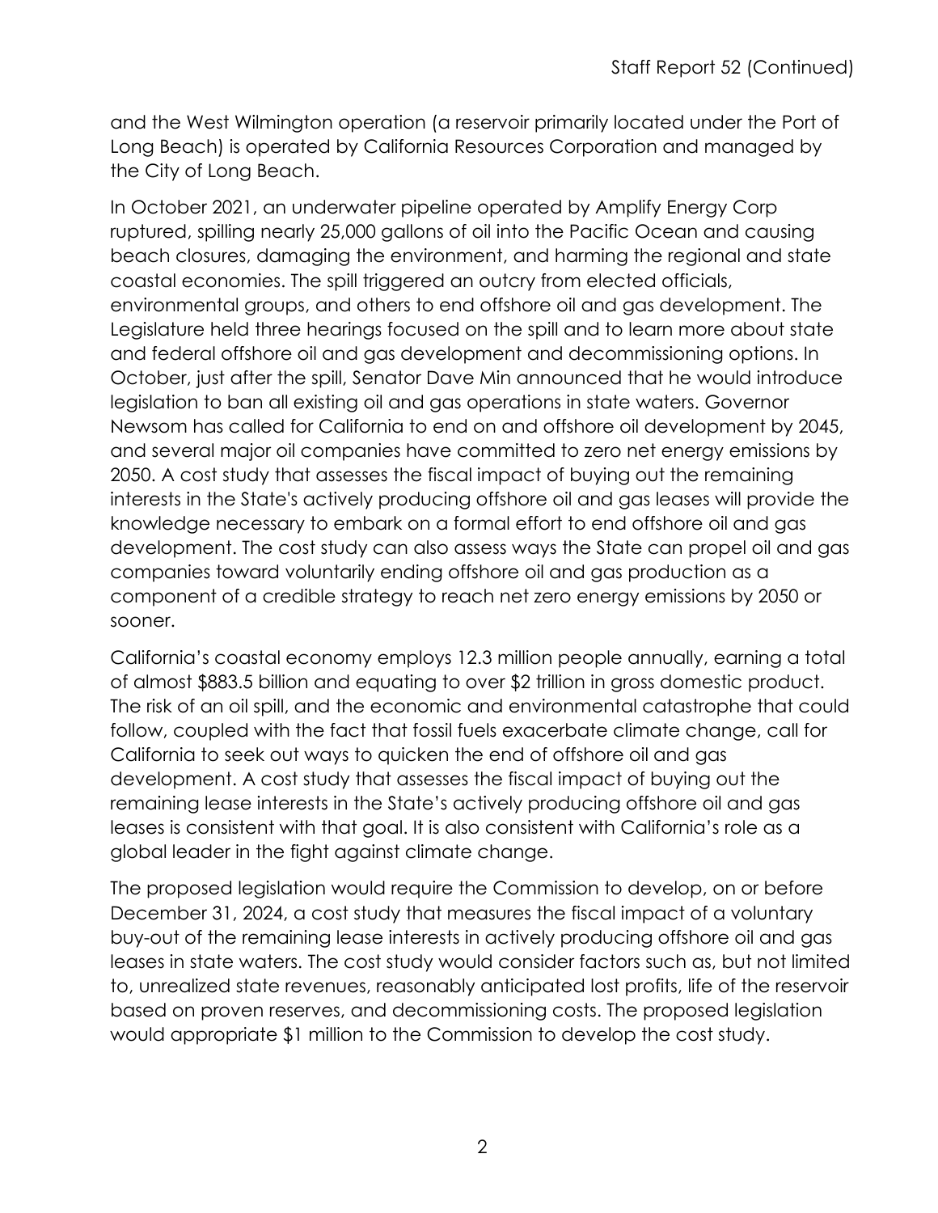and the West Wilmington operation (a reservoir primarily located under the Port of Long Beach) is operated by California Resources Corporation and managed by the City of Long Beach.

In October 2021, an underwater pipeline operated by Amplify Energy Corp ruptured, spilling nearly 25,000 gallons of oil into the Pacific Ocean and causing beach closures, damaging the environment, and harming the regional and state coastal economies. The spill triggered an outcry from elected officials, environmental groups, and others to end offshore oil and gas development. The Legislature held three hearings focused on the spill and to learn more about state and federal offshore oil and gas development and decommissioning options. In October, just after the spill, Senator Dave Min announced that he would introduce legislation to ban all existing oil and gas operations in state waters. Governor Newsom has called for California to end on and offshore oil development by 2045, and several major oil companies have committed to zero net energy emissions by 2050. A cost study that assesses the fiscal impact of buying out the remaining interests in the State's actively producing offshore oil and gas leases will provide the knowledge necessary to embark on a formal effort to end offshore oil and gas development. The cost study can also assess ways the State can propel oil and gas companies toward voluntarily ending offshore oil and gas production as a component of a credible strategy to reach net zero energy emissions by 2050 or sooner.

California's coastal economy employs 12.3 million people annually, earning a total of almost $883.5 billion and equating to over $2 trillion in gross domestic product. The risk of an oil spill, and the economic and environmental catastrophe that could follow, coupled with the fact that fossil fuels exacerbate climate change, call for California to seek out ways to quicken the end of offshore oil and gas development. A cost study that assesses the fiscal impact of buying out the remaining lease interests in the State's actively producing offshore oil and gas leases is consistent with that goal. It is also consistent with California's role as a global leader in the fight against climate change.

The proposed legislation would require the Commission to develop, on or before December 31, 2024, a cost study that measures the fiscal impact of a voluntary buy-out of the remaining lease interests in actively producing offshore oil and gas leases in state waters. The cost study would consider factors such as, but not limited to, unrealized state revenues, reasonably anticipated lost profits, life of the reservoir based on proven reserves, and decommissioning costs. The proposed legislation would appropriate $1 million to the Commission to develop the cost study.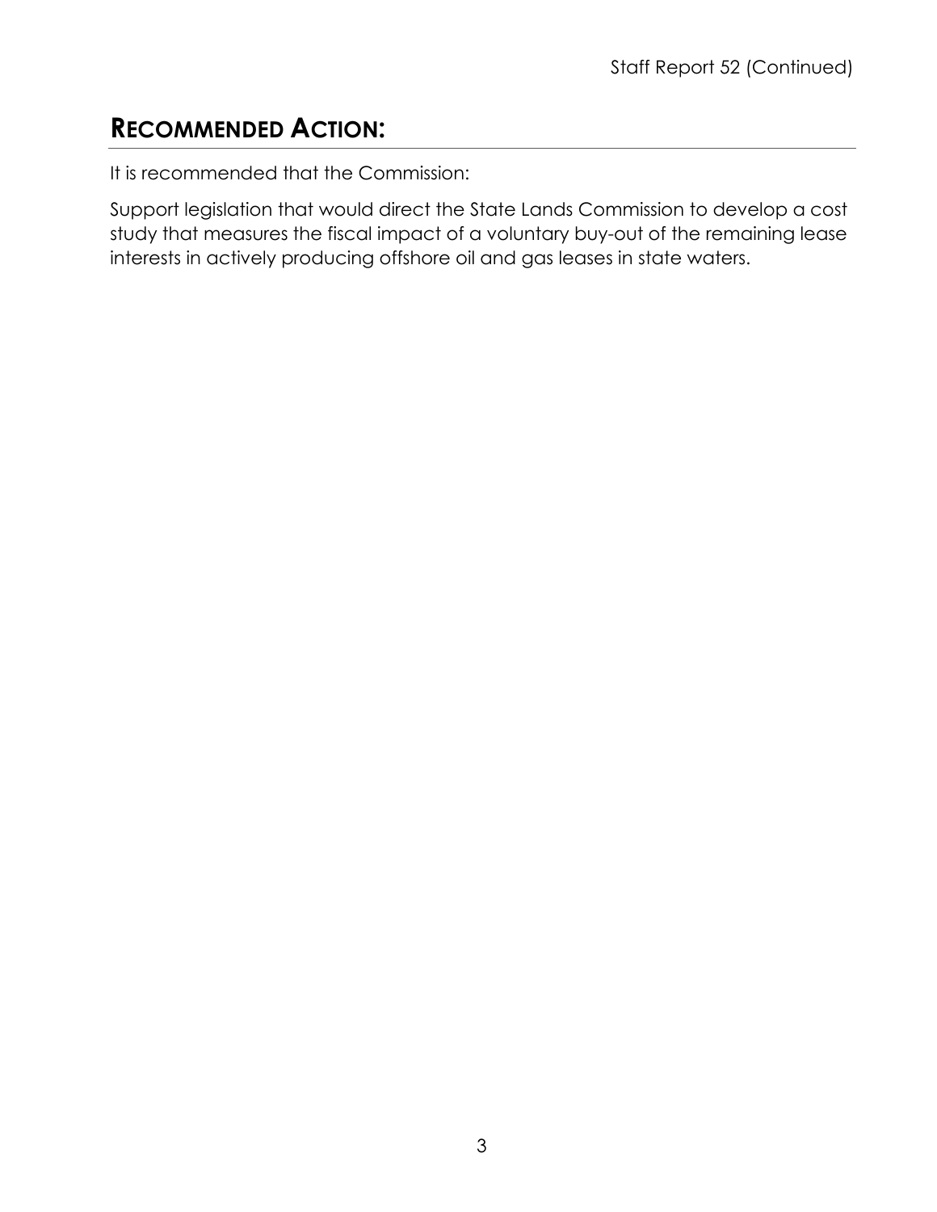## RECOMMENDED ACTION:

It is recommended that the Commission:

Support legislation that would direct the State Lands Commission to develop a cost study that measures the fiscal impact of a voluntary buy-out of the remaining lease interests in actively producing offshore oil and gas leases in state waters.